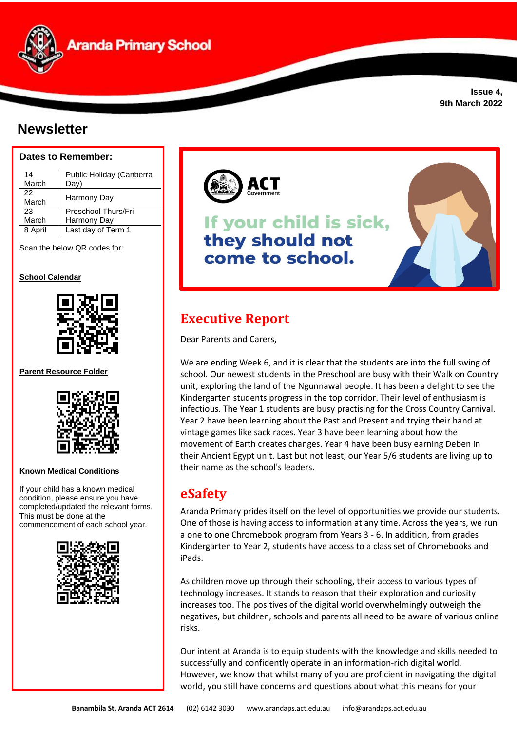# Aranda Primary School

**Issue 4,**
**9th March 2022**

## Newsletter

### Dates to Remember:

| | |
|---|---|
| 14 March | Public Holiday (Canberra Day) |
| 22 March | Harmony Day |
| 23 March | Preschool Thurs/Fri Harmony Day |
| 8 April | Last day of Term 1 |

Scan the below QR codes for:

**School Calendar**

**Parent Resource Folder**

**Known Medical Conditions**

If your child has a known medical condition, please ensure you have completed/updated the relevant forms. This must be done at the commencement of each school year.

ACT Government

**If your child is sick, they should not come to school.**

## Executive Report

Dear Parents and Carers,

We are ending Week 6, and it is clear that the students are into the full swing of school. Our newest students in the Preschool are busy with their Walk on Country unit, exploring the land of the Ngunnawal people. It has been a delight to see the Kindergarten students progress in the top corridor. Their level of enthusiasm is infectious. The Year 1 students are busy practising for the Cross Country Carnival. Year 2 have been learning about the Past and Present and trying their hand at vintage games like sack races. Year 3 have been learning about how the movement of Earth creates changes. Year 4 have been busy earning Deben in their Ancient Egypt unit. Last but not least, our Year 5/6 students are living up to their name as the school's leaders.

## eSafety

Aranda Primary prides itself on the level of opportunities we provide our students. One of those is having access to information at any time. Across the years, we run a one to one Chromebook program from Years 3 - 6. In addition, from grades Kindergarten to Year 2, students have access to a class set of Chromebooks and iPads.

As children move up through their schooling, their access to various types of technology increases. It stands to reason that their exploration and curiosity increases too. The positives of the digital world overwhelmingly outweigh the negatives, but children, schools and parents all need to be aware of various online risks.

Our intent at Aranda is to equip students with the knowledge and skills needed to successfully and confidently operate in an information-rich digital world. However, we know that whilst many of you are proficient in navigating the digital world, you still have concerns and questions about what this means for your

**Banambila St, Aranda ACT 2614** (02) 6142 3030 www.arandaps.act.edu.au info@arandaps.act.edu.au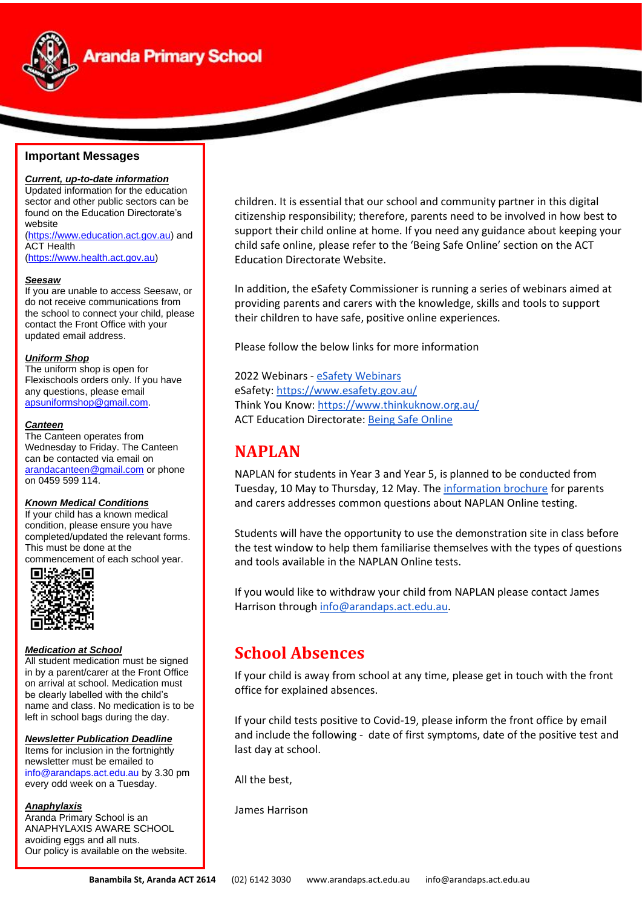## Important Messages

***Current, up-to-date information***
Updated information for the education sector and other public sectors can be found on the Education Directorate's website (https://www.education.act.gov.au) and ACT Health (https://www.health.act.gov.au)

***Seesaw***
If you are unable to access Seesaw, or do not receive communications from the school to connect your child, please contact the Front Office with your updated email address.

***Uniform Shop***
The uniform shop is open for Flexischools orders only. If you have any questions, please email apsuniformshop@gmail.com.

***Canteen***
The Canteen operates from Wednesday to Friday. The Canteen can be contacted via email on arandacanteen@gmail.com or phone on 0459 599 114.

***Known Medical Conditions***
If your child has a known medical condition, please ensure you have completed/updated the relevant forms. This must be done at the commencement of each school year.

***Medication at School***
All student medication must be signed in by a parent/carer at the Front Office on arrival at school. Medication must be clearly labelled with the child's name and class. No medication is to be left in school bags during the day.

***Newsletter Publication Deadline***
Items for inclusion in the fortnightly newsletter must be emailed to info@arandaps.act.edu.au by 3.30 pm every odd week on a Tuesday.

***Anaphylaxis***
Aranda Primary School is an ANAPHYLAXIS AWARE SCHOOL avoiding eggs and all nuts.
Our policy is available on the website.

children. It is essential that our school and community partner in this digital citizenship responsibility; therefore, parents need to be involved in how best to support their child online at home. If you need any guidance about keeping your child safe online, please refer to the 'Being Safe Online' section on the ACT Education Directorate Website.

In addition, the eSafety Commissioner is running a series of webinars aimed at providing parents and carers with the knowledge, skills and tools to support their children to have safe, positive online experiences.

Please follow the below links for more information

2022 Webinars - eSafety Webinars
eSafety: https://www.esafety.gov.au/
Think You Know: https://www.thinkuknow.org.au/
ACT Education Directorate: Being Safe Online

## NAPLAN

NAPLAN for students in Year 3 and Year 5, is planned to be conducted from Tuesday, 10 May to Thursday, 12 May. The information brochure for parents and carers addresses common questions about NAPLAN Online testing.

Students will have the opportunity to use the demonstration site in class before the test window to help them familiarise themselves with the types of questions and tools available in the NAPLAN Online tests.

If you would like to withdraw your child from NAPLAN please contact James Harrison through info@arandaps.act.edu.au.

## School Absences

If your child is away from school at any time, please get in touch with the front office for explained absences.

If your child tests positive to Covid-19, please inform the front office by email and include the following - date of first symptoms, date of the positive test and last day at school.

All the best,

James Harrison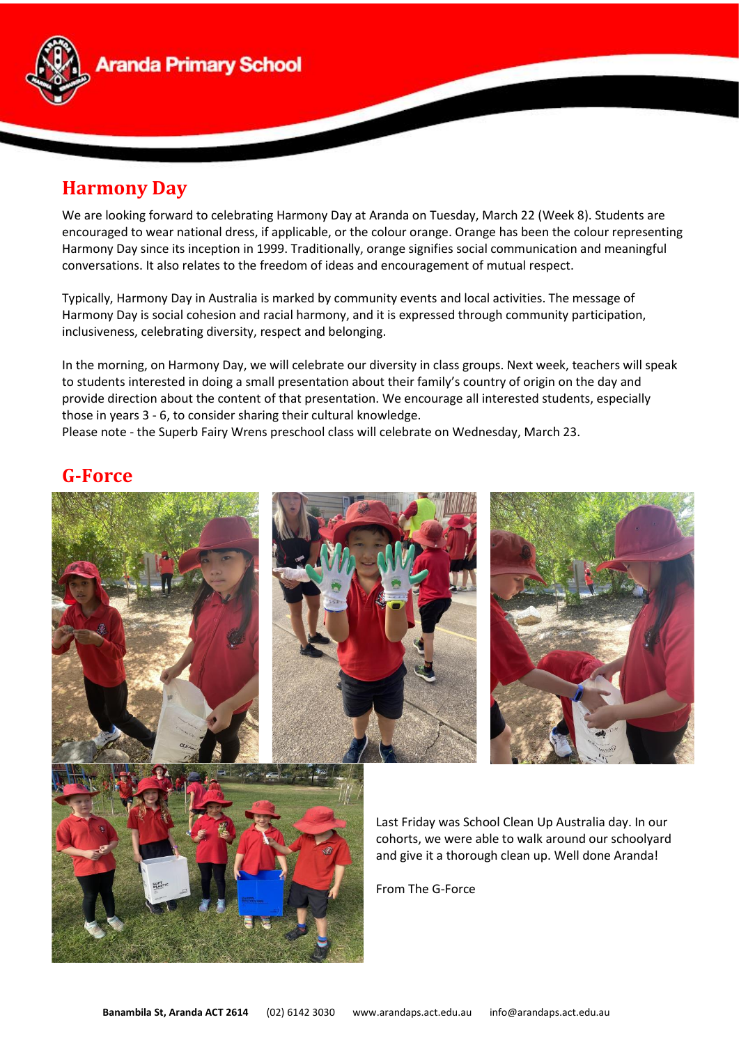## Harmony Day

We are looking forward to celebrating Harmony Day at Aranda on Tuesday, March 22 (Week 8). Students are encouraged to wear national dress, if applicable, or the colour orange. Orange has been the colour representing Harmony Day since its inception in 1999. Traditionally, orange signifies social communication and meaningful conversations. It also relates to the freedom of ideas and encouragement of mutual respect.

Typically, Harmony Day in Australia is marked by community events and local activities. The message of Harmony Day is social cohesion and racial harmony, and it is expressed through community participation, inclusiveness, celebrating diversity, respect and belonging.

In the morning, on Harmony Day, we will celebrate our diversity in class groups. Next week, teachers will speak to students interested in doing a small presentation about their family's country of origin on the day and provide direction about the content of that presentation. We encourage all interested students, especially those in years 3 - 6, to consider sharing their cultural knowledge.
Please note - the Superb Fairy Wrens preschool class will celebrate on Wednesday, March 23.

## G-Force

Last Friday was School Clean Up Australia day. In our cohorts, we were able to walk around our schoolyard and give it a thorough clean up. Well done Aranda!

From The G-Force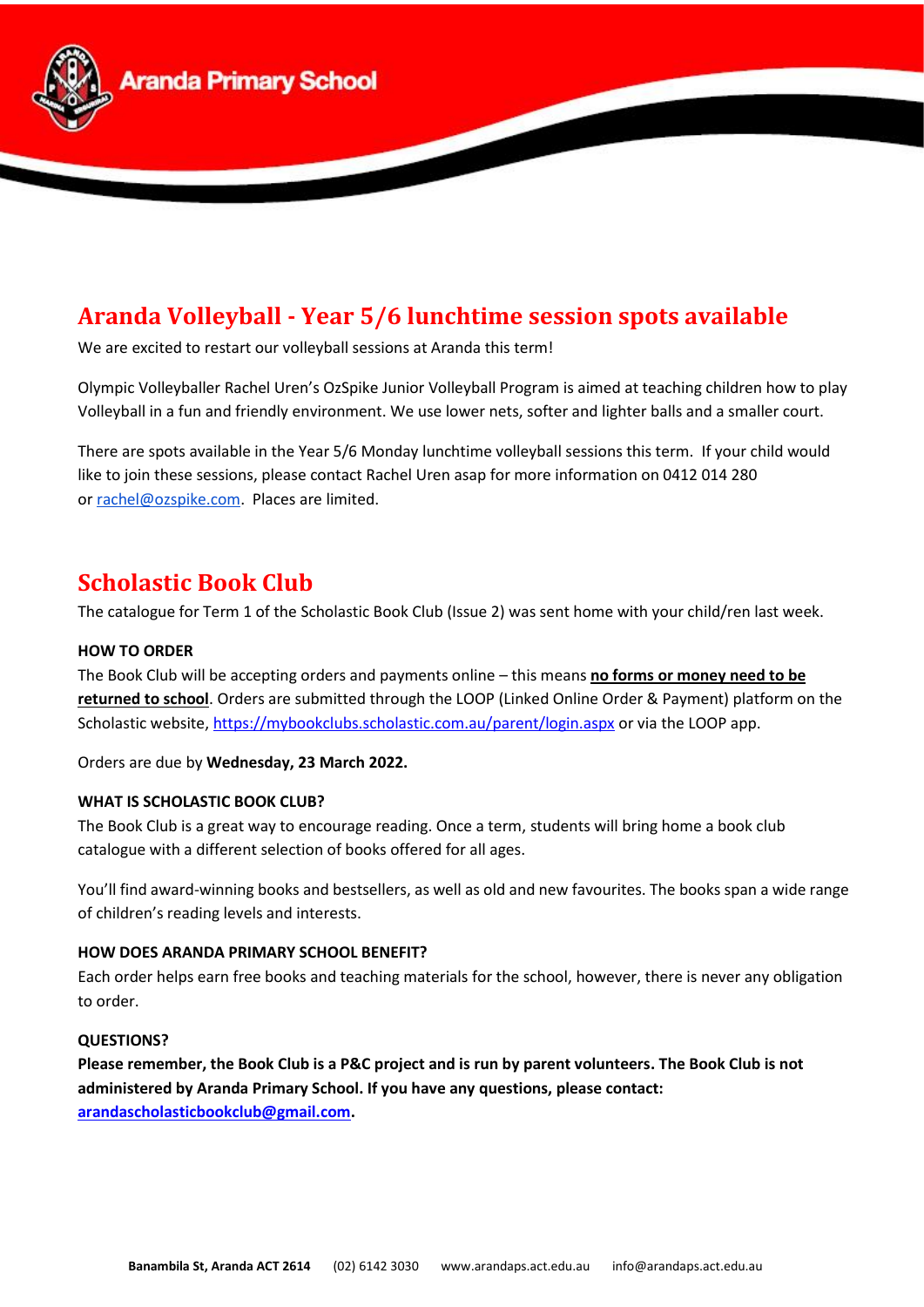## Aranda Volleyball - Year 5/6 lunchtime session spots available

We are excited to restart our volleyball sessions at Aranda this term!

Olympic Volleyballer Rachel Uren's OzSpike Junior Volleyball Program is aimed at teaching children how to play Volleyball in a fun and friendly environment. We use lower nets, softer and lighter balls and a smaller court.

There are spots available in the Year 5/6 Monday lunchtime volleyball sessions this term. If your child would like to join these sessions, please contact Rachel Uren asap for more information on 0412 014 280 or rachel@ozspike.com. Places are limited.

## Scholastic Book Club

The catalogue for Term 1 of the Scholastic Book Club (Issue 2) was sent home with your child/ren last week.

**HOW TO ORDER**

The Book Club will be accepting orders and payments online – this means **no forms or money need to be returned to school**. Orders are submitted through the LOOP (Linked Online Order & Payment) platform on the Scholastic website, https://mybookclubs.scholastic.com.au/parent/login.aspx or via the LOOP app.

Orders are due by **Wednesday, 23 March 2022.**

**WHAT IS SCHOLASTIC BOOK CLUB?**

The Book Club is a great way to encourage reading. Once a term, students will bring home a book club catalogue with a different selection of books offered for all ages.

You'll find award-winning books and bestsellers, as well as old and new favourites. The books span a wide range of children's reading levels and interests.

**HOW DOES ARANDA PRIMARY SCHOOL BENEFIT?**

Each order helps earn free books and teaching materials for the school, however, there is never any obligation to order.

**QUESTIONS?**

**Please remember, the Book Club is a P&C project and is run by parent volunteers. The Book Club is not administered by Aranda Primary School. If you have any questions, please contact: arandascholasticbookclub@gmail.com.**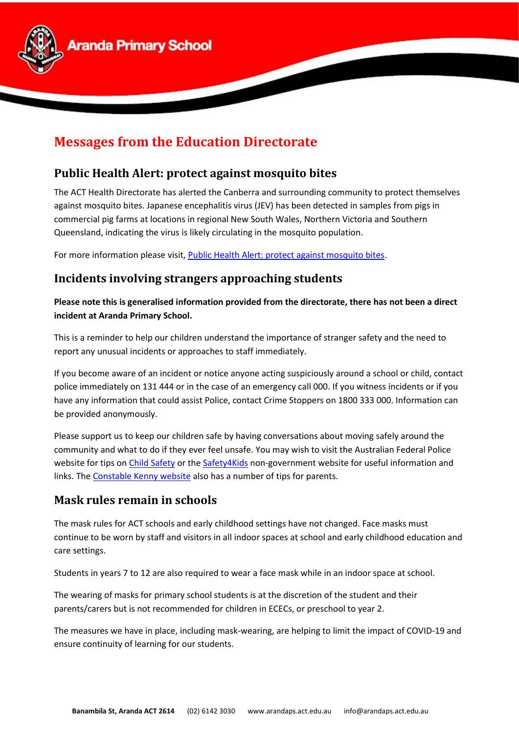# Messages from the Education Directorate

## Public Health Alert: protect against mosquito bites

The ACT Health Directorate has alerted the Canberra and surrounding community to protect themselves against mosquito bites. Japanese encephalitis virus (JEV) has been detected in samples from pigs in commercial pig farms at locations in regional New South Wales, Northern Victoria and Southern Queensland, indicating the virus is likely circulating in the mosquito population.

For more information please visit, Public Health Alert: protect against mosquito bites.

## Incidents involving strangers approaching students

**Please note this is generalised information provided from the directorate, there has not been a direct incident at Aranda Primary School.**

This is a reminder to help our children understand the importance of stranger safety and the need to report any unusual incidents or approaches to staff immediately.

If you become aware of an incident or notice anyone acting suspiciously around a school or child, contact police immediately on 131 444 or in the case of an emergency call 000. If you witness incidents or if you have any information that could assist Police, contact Crime Stoppers on 1800 333 000. Information can be provided anonymously.

Please support us to keep our children safe by having conversations about moving safely around the community and what to do if they ever feel unsafe. You may wish to visit the Australian Federal Police website for tips on Child Safety or the Safety4Kids non-government website for useful information and links. The Constable Kenny website also has a number of tips for parents.

## Mask rules remain in schools

The mask rules for ACT schools and early childhood settings have not changed. Face masks must continue to be worn by staff and visitors in all indoor spaces at school and early childhood education and care settings.

Students in years 7 to 12 are also required to wear a face mask while in an indoor space at school.

The wearing of masks for primary school students is at the discretion of the student and their parents/carers but is not recommended for children in ECECs, or preschool to year 2.

The measures we have in place, including mask-wearing, are helping to limit the impact of COVID-19 and ensure continuity of learning for our students.